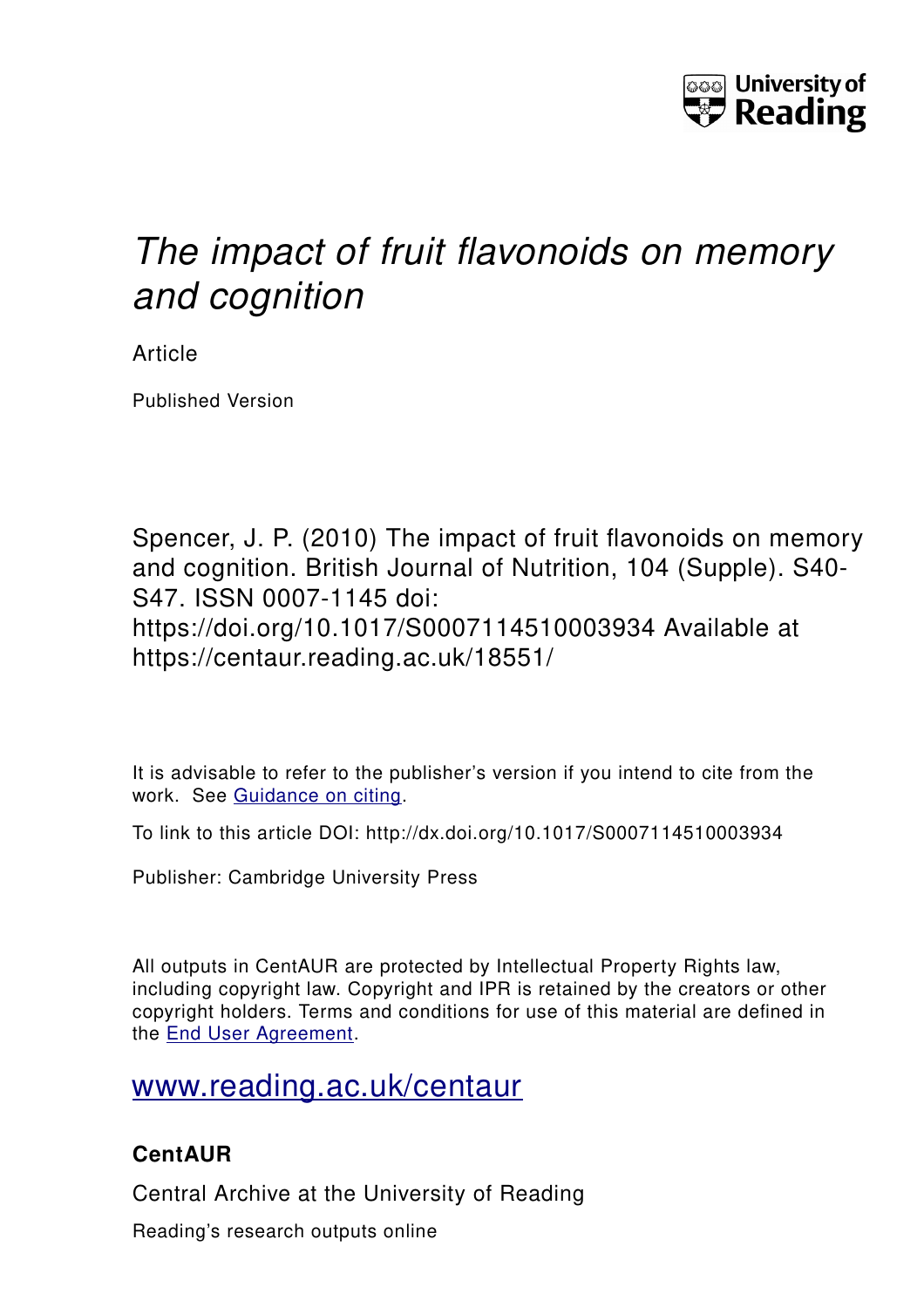University of Reading

# *The impact of fruit flavonoids on memory and cognition*

Article

Published Version

Spencer, J. P. (2010) The impact of fruit flavonoids on memory and cognition. British Journal of Nutrition, 104 (Supple). S40-S47. ISSN 0007-1145 doi: https://doi.org/10.1017/S0007114510003934 Available at https://centaur.reading.ac.uk/18551/

It is advisable to refer to the publisher's version if you intend to cite from the work. See Guidance on citing.

To link to this article DOI: http://dx.doi.org/10.1017/S0007114510003934

Publisher: Cambridge University Press

All outputs in CentAUR are protected by Intellectual Property Rights law, including copyright law. Copyright and IPR is retained by the creators or other copyright holders. Terms and conditions for use of this material are defined in the End User Agreement.

www.reading.ac.uk/centaur

**CentAUR**

Central Archive at the University of Reading

Reading's research outputs online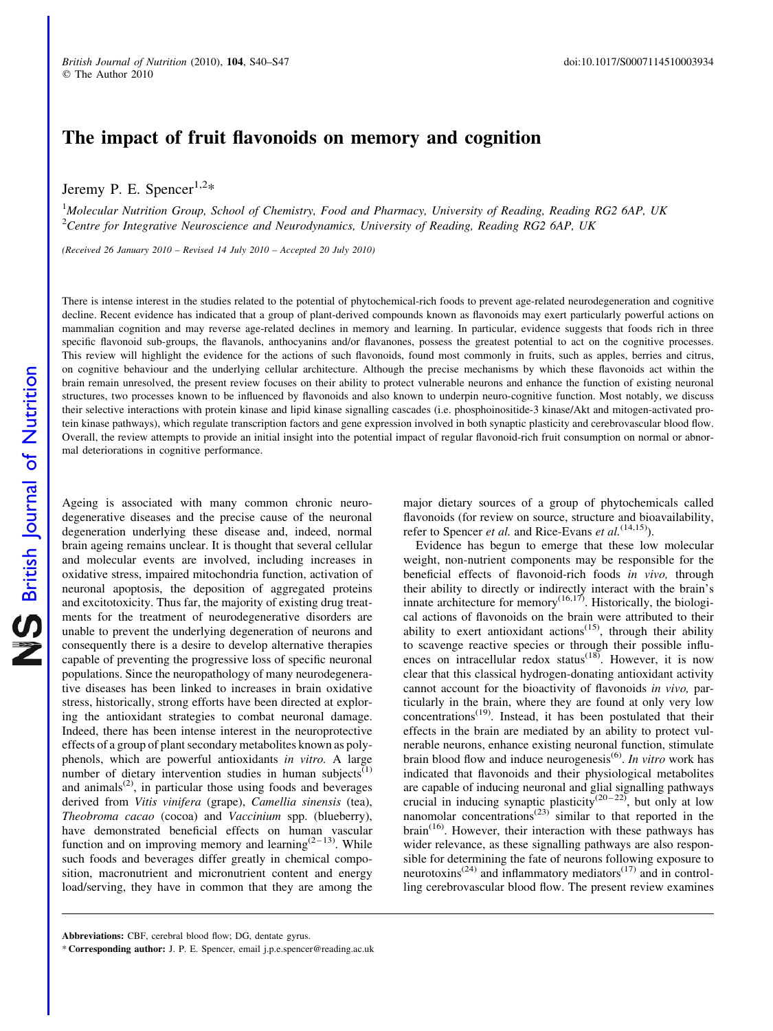# The impact of fruit flavonoids on memory and cognition

Jeremy P. E. Spencer[1,2]*

[1]*Molecular Nutrition Group, School of Chemistry, Food and Pharmacy, University of Reading, Reading RG2 6AP, UK*
[2]*Centre for Integrative Neuroscience and Neurodynamics, University of Reading, Reading RG2 6AP, UK*

*(Received 26 January 2010 – Revised 14 July 2010 – Accepted 20 July 2010)*

There is intense interest in the studies related to the potential of phytochemical-rich foods to prevent age-related neurodegeneration and cognitive decline. Recent evidence has indicated that a group of plant-derived compounds known as flavonoids may exert particularly powerful actions on mammalian cognition and may reverse age-related declines in memory and learning. In particular, evidence suggests that foods rich in three specific flavonoid sub-groups, the flavanols, anthocyanins and/or flavanones, possess the greatest potential to act on the cognitive processes. This review will highlight the evidence for the actions of such flavonoids, found most commonly in fruits, such as apples, berries and citrus, on cognitive behaviour and the underlying cellular architecture. Although the precise mechanisms by which these flavonoids act within the brain remain unresolved, the present review focuses on their ability to protect vulnerable neurons and enhance the function of existing neuronal structures, two processes known to be influenced by flavonoids and also known to underpin neuro-cognitive function. Most notably, we discuss their selective interactions with protein kinase and lipid kinase signalling cascades (i.e. phosphoinositide-3 kinase/Akt and mitogen-activated protein kinase pathways), which regulate transcription factors and gene expression involved in both synaptic plasticity and cerebrovascular blood flow. Overall, the review attempts to provide an initial insight into the potential impact of regular flavonoid-rich fruit consumption on normal or abnormal deteriorations in cognitive performance.

Ageing is associated with many common chronic neurodegenerative diseases and the precise cause of the neuronal degeneration underlying these disease and, indeed, normal brain ageing remains unclear. It is thought that several cellular and molecular events are involved, including increases in oxidative stress, impaired mitochondria function, activation of neuronal apoptosis, the deposition of aggregated proteins and excitotoxicity. Thus far, the majority of existing drug treatments for the treatment of neurodegenerative disorders are unable to prevent the underlying degeneration of neurons and consequently there is a desire to develop alternative therapies capable of preventing the progressive loss of specific neuronal populations. Since the neuropathology of many neurodegenerative diseases has been linked to increases in brain oxidative stress, historically, strong efforts have been directed at exploring the antioxidant strategies to combat neuronal damage. Indeed, there has been intense interest in the neuroprotective effects of a group of plant secondary metabolites known as polyphenols, which are powerful antioxidants *in vitro*. A large number of dietary intervention studies in human subjects[1] and animals[2], in particular those using foods and beverages derived from *Vitis vinifera* (grape), *Camellia sinensis* (tea), *Theobroma cacao* (cocoa) and *Vaccinium* spp. (blueberry), have demonstrated beneficial effects on human vascular function and on improving memory and learning[2–13]. While such foods and beverages differ greatly in chemical composition, macronutrient and micronutrient content and energy load/serving, they have in common that they are among the major dietary sources of a group of phytochemicals called flavonoids (for review on source, structure and bioavailability, refer to Spencer *et al.* and Rice-Evans *et al.*[14,15]).

Evidence has begun to emerge that these low molecular weight, non-nutrient components may be responsible for the beneficial effects of flavonoid-rich foods *in vivo,* through their ability to directly or indirectly interact with the brain's innate architecture for memory[16,17]. Historically, the biological actions of flavonoids on the brain were attributed to their ability to exert antioxidant actions[15], through their ability to scavenge reactive species or through their possible influences on intracellular redox status[18]. However, it is now clear that this classical hydrogen-donating antioxidant activity cannot account for the bioactivity of flavonoids *in vivo,* particularly in the brain, where they are found at only very low concentrations[19]. Instead, it has been postulated that their effects in the brain are mediated by an ability to protect vulnerable neurons, enhance existing neuronal function, stimulate brain blood flow and induce neurogenesis[6]. *In vitro* work has indicated that flavonoids and their physiological metabolites are capable of inducing neuronal and glial signalling pathways crucial in inducing synaptic plasticity[20–22], but only at low nanomolar concentrations[23] similar to that reported in the brain[16]. However, their interaction with these pathways has wider relevance, as these signalling pathways are also responsible for determining the fate of neurons following exposure to neurotoxins[24] and inflammatory mediators[17] and in controlling cerebrovascular blood flow. The present review examines

**Abbreviations:** CBF, cerebral blood flow; DG, dentate gyrus.

\* **Corresponding author:** J. P. E. Spencer, email j.p.e.spencer@reading.ac.uk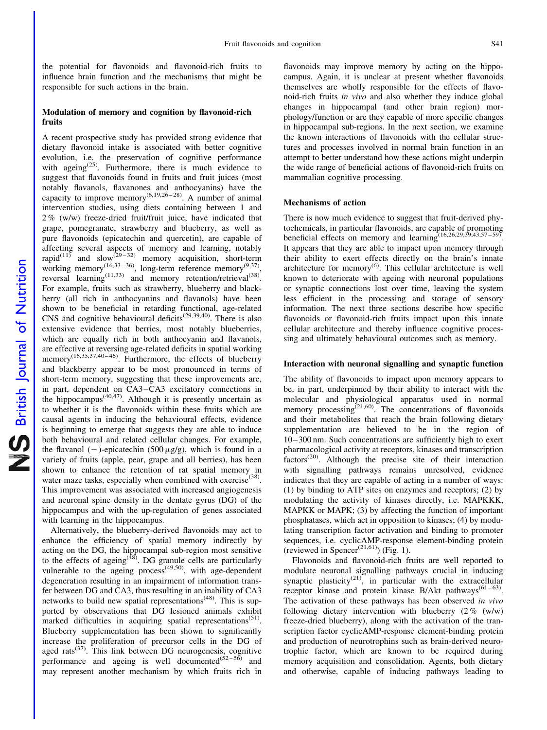the potential for flavonoids and flavonoid-rich fruits to influence brain function and the mechanisms that might be responsible for such actions in the brain.

## Modulation of memory and cognition by flavonoid-rich fruits

A recent prospective study has provided strong evidence that dietary flavonoid intake is associated with better cognitive evolution, i.e. the preservation of cognitive performance with ageing[25]. Furthermore, there is much evidence to suggest that flavonoids found in fruits and fruit juices (most notably flavanols, flavanones and anthocyanins) have the capacity to improve memory[6,19,26–28]. A number of animal intervention studies, using diets containing between 1 and 2 % (w/w) freeze-dried fruit/fruit juice, have indicated that grape, pomegranate, strawberry and blueberry, as well as pure flavonoids (epicatechin and quercetin), are capable of affecting several aspects of memory and learning, notably rapid[11] and slow[29–32] memory acquisition, short-term working memory[16,33–36], long-term reference memory[9,37], reversal learning[11,33] and memory retention/retrieval[38]. For example, fruits such as strawberry, blueberry and blackberry (all rich in anthocyanins and flavanols) have been shown to be beneficial in retarding functional, age-related CNS and cognitive behavioural deficits[29,39,40]. There is also extensive evidence that berries, most notably blueberries, which are equally rich in both anthocyanin and flavanols, are effective at reversing age-related deficits in spatial working memory[16,35,37,40–46]. Furthermore, the effects of blueberry and blackberry appear to be most pronounced in terms of short-term memory, suggesting that these improvements are, in part, dependent on CA3–CA3 excitatory connections in the hippocampus[40,47]. Although it is presently uncertain as to whether it is the flavonoids within these fruits which are causal agents in inducing the behavioural effects, evidence is beginning to emerge that suggests they are able to induce both behavioural and related cellular changes. For example, the flavanol (−)-epicatechin (500 μg/g), which is found in a variety of fruits (apple, pear, grape and all berries), has been shown to enhance the retention of rat spatial memory in water maze tasks, especially when combined with exercise[38]. This improvement was associated with increased angiogenesis and neuronal spine density in the dentate gyrus (DG) of the hippocampus and with the up-regulation of genes associated with learning in the hippocampus.

Alternatively, the blueberry-derived flavonoids may act to enhance the efficiency of spatial memory indirectly by acting on the DG, the hippocampal sub-region most sensitive to the effects of ageing[48]. DG granule cells are particularly vulnerable to the ageing process[49,50], with age-dependent degeneration resulting in an impairment of information transfer between DG and CA3, thus resulting in an inability of CA3 networks to build new spatial representations[48]. This is supported by observations that DG lesioned animals exhibit marked difficulties in acquiring spatial representations[51]. Blueberry supplementation has been shown to significantly increase the proliferation of precursor cells in the DG of aged rats[37]. This link between DG neurogenesis, cognitive performance and ageing is well documented[52–56] and may represent another mechanism by which fruits rich in flavonoids may improve memory by acting on the hippocampus. Again, it is unclear at present whether flavonoids themselves are wholly responsible for the effects of flavonoid-rich fruits *in vivo* and also whether they induce global changes in hippocampal (and other brain region) morphology/function or are they capable of more specific changes in hippocampal sub-regions. In the next section, we examine the known interactions of flavonoids with the cellular structures and processes involved in normal brain function in an attempt to better understand how these actions might underpin the wide range of beneficial actions of flavonoid-rich fruits on mammalian cognitive processing.

## Mechanisms of action

There is now much evidence to suggest that fruit-derived phytochemicals, in particular flavonoids, are capable of promoting beneficial effects on memory and learning[16,26,29,39,43,57–59]. It appears that they are able to impact upon memory through their ability to exert effects directly on the brain's innate architecture for memory[6]. This cellular architecture is well known to deteriorate with ageing with neuronal populations or synaptic connections lost over time, leaving the system less efficient in the processing and storage of sensory information. The next three sections describe how specific flavonoids or flavonoid-rich fruits impact upon this innate cellular architecture and thereby influence cognitive processing and ultimately behavioural outcomes such as memory.

## Interaction with neuronal signalling and synaptic function

The ability of flavonoids to impact upon memory appears to be, in part, underpinned by their ability to interact with the molecular and physiological apparatus used in normal memory processing[21,60]. The concentrations of flavonoids and their metabolites that reach the brain following dietary supplementation are believed to be in the region of 10–300 nm. Such concentrations are sufficiently high to exert pharmacological activity at receptors, kinases and transcription factors[20]. Although the precise site of their interaction with signalling pathways remains unresolved, evidence indicates that they are capable of acting in a number of ways: (1) by binding to ATP sites on enzymes and receptors; (2) by modulating the activity of kinases directly, i.e. MAPKKK, MAPKK or MAPK; (3) by affecting the function of important phosphatases, which act in opposition to kinases; (4) by modulating transcription factor activation and binding to promoter sequences, i.e. cyclicAMP-response element-binding protein (reviewed in Spencer[21,61]) (Fig. 1).

Flavonoids and flavonoid-rich fruits are well reported to modulate neuronal signalling pathways crucial in inducing synaptic plasticity[21], in particular with the extracellular receptor kinase and protein kinase B/Akt pathways[61–63]. The activation of these pathways has been observed *in vivo* following dietary intervention with blueberry (2 % (w/w) freeze-dried blueberry), along with the activation of the transcription factor cyclicAMP-response element-binding protein and production of neurotrophins such as brain-derived neurotrophic factor, which are known to be required during memory acquisition and consolidation. Agents, both dietary and otherwise, capable of inducing pathways leading to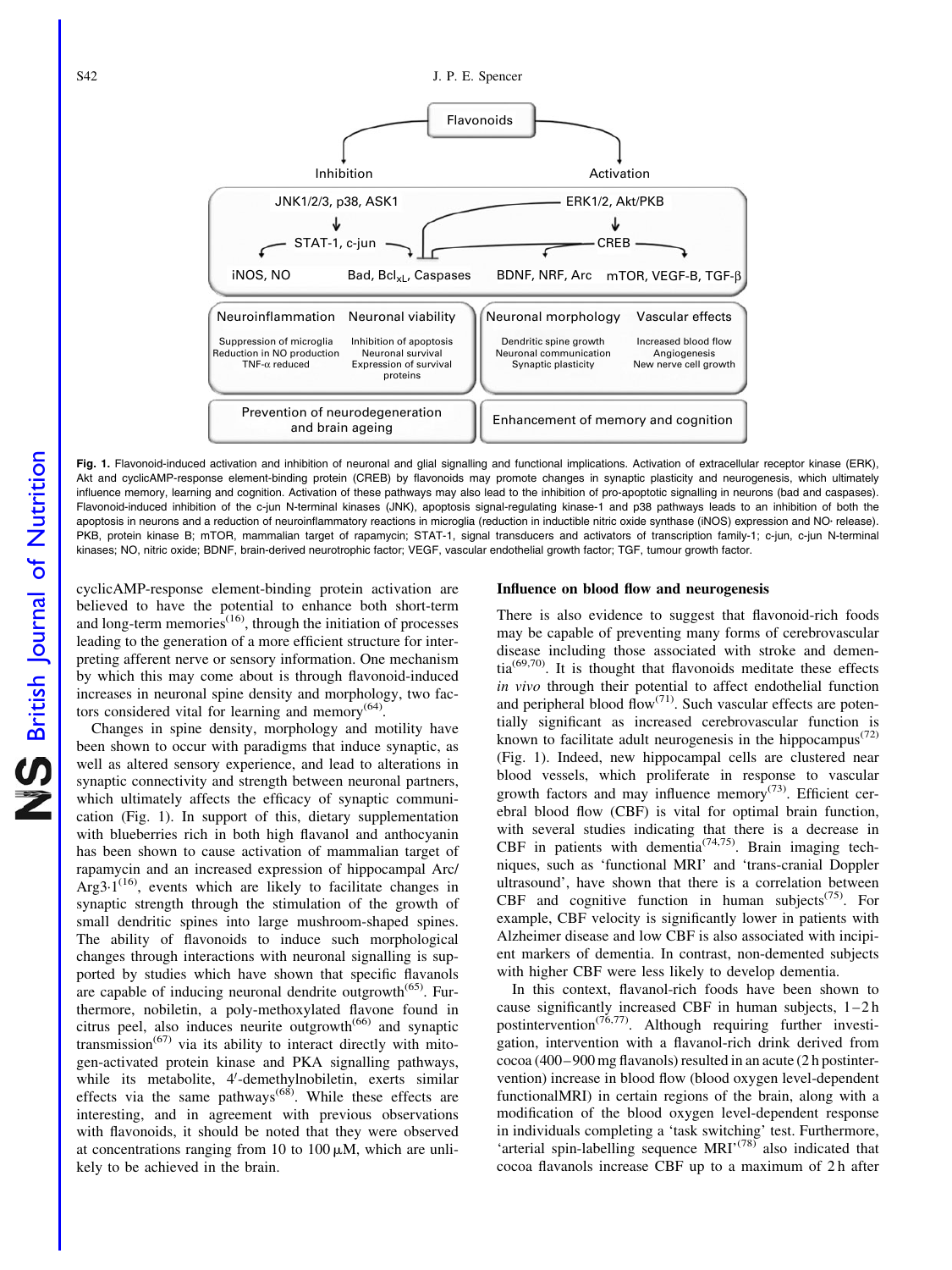Fig. 1. Flavonoid-induced activation and inhibition of neuronal and glial signalling and functional implications. Activation of extracellular receptor kinase (ERK), Akt and cyclicAMP-response element-binding protein (CREB) by flavonoids may promote changes in synaptic plasticity and neurogenesis, which ultimately influence memory, learning and cognition. Activation of these pathways may also lead to the inhibition of pro-apoptotic signalling in neurons (bad and caspases). Flavonoid-induced inhibition of the c-jun N-terminal kinases (JNK), apoptosis signal-regulating kinase-1 and p38 pathways leads to an inhibition of both the apoptosis in neurons and a reduction of neuroinflammatory reactions in microglia (reduction in inductible nitric oxide synthase (iNOS) expression and NO· release). PKB, protein kinase B; mTOR, mammalian target of rapamycin; STAT-1, signal transducers and activators of transcription family-1; c-jun, c-jun N-terminal kinases; NO, nitric oxide; BDNF, brain-derived neurotrophic factor; VEGF, vascular endothelial growth factor; TGF, tumour growth factor.

cyclicAMP-response element-binding protein activation are believed to have the potential to enhance both short-term and long-term memories[16], through the initiation of processes leading to the generation of a more efficient structure for interpreting afferent nerve or sensory information. One mechanism by which this may come about is through flavonoid-induced increases in neuronal spine density and morphology, two factors considered vital for learning and memory[64].

Changes in spine density, morphology and motility have been shown to occur with paradigms that induce synaptic, as well as altered sensory experience, and lead to alterations in synaptic connectivity and strength between neuronal partners, which ultimately affects the efficacy of synaptic communication (Fig. 1). In support of this, dietary supplementation with blueberries rich in both high flavanol and anthocyanin has been shown to cause activation of mammalian target of rapamycin and an increased expression of hippocampal Arc/Arg3·1[16], events which are likely to facilitate changes in synaptic strength through the stimulation of the growth of small dendritic spines into large mushroom-shaped spines. The ability of flavonoids to induce such morphological changes through interactions with neuronal signalling is supported by studies which have shown that specific flavanols are capable of inducing neuronal dendrite outgrowth[65]. Furthermore, nobiletin, a poly-methoxylated flavone found in citrus peel, also induces neurite outgrowth[66] and synaptic transmission[67] via its ability to interact directly with mitogen-activated protein kinase and PKA signalling pathways, while its metabolite, 4′-demethylnobiletin, exerts similar effects via the same pathways[68]. While these effects are interesting, and in agreement with previous observations with flavonoids, it should be noted that they were observed at concentrations ranging from 10 to 100 μM, which are unlikely to be achieved in the brain.

## Influence on blood flow and neurogenesis

There is also evidence to suggest that flavonoid-rich foods may be capable of preventing many forms of cerebrovascular disease including those associated with stroke and dementia[69,70]. It is thought that flavonoids mediate these effects *in vivo* through their potential to affect endothelial function and peripheral blood flow[71]. Such vascular effects are potentially significant as increased cerebrovascular function is known to facilitate adult neurogenesis in the hippocampus[72] (Fig. 1). Indeed, new hippocampal cells are clustered near blood vessels, which proliferate in response to vascular growth factors and may influence memory[73]. Efficient cerebral blood flow (CBF) is vital for optimal brain function, with several studies indicating that there is a decrease in CBF in patients with dementia[74,75]. Brain imaging techniques, such as 'functional MRI' and 'trans-cranial Doppler ultrasound', have shown that there is a correlation between CBF and cognitive function in human subjects[75]. For example, CBF velocity is significantly lower in patients with Alzheimer disease and low CBF is also associated with incipient markers of dementia. In contrast, non-demented subjects with higher CBF were less likely to develop dementia.

In this context, flavanol-rich foods have been shown to cause significantly increased CBF in human subjects, 1–2 h postintervention[76,77]. Although requiring further investigation, intervention with a flavanol-rich drink derived from cocoa (400–900 mg flavanols) resulted in an acute (2 h postintervention) increase in blood flow (blood oxygen level-dependent functionalMRI) in certain regions of the brain, along with a modification of the blood oxygen level-dependent response in individuals completing a 'task switching' test. Furthermore, 'arterial spin-labelling sequence MRI'[78] also indicated that cocoa flavanols increase CBF up to a maximum of 2 h after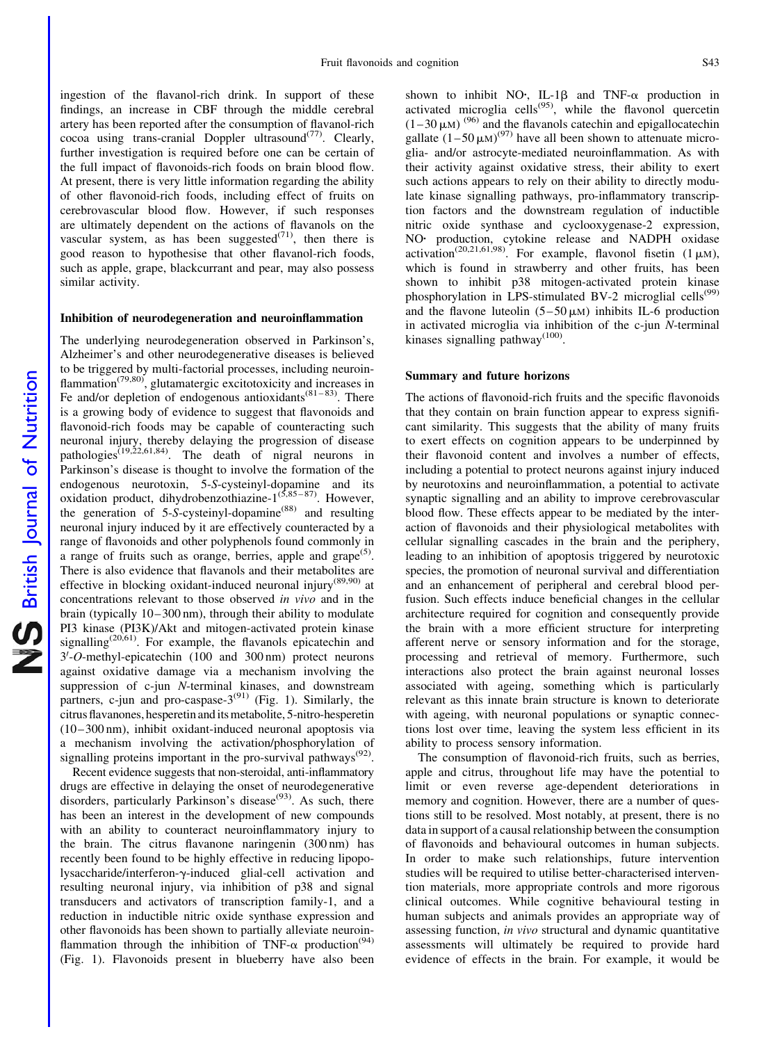ingestion of the flavanol-rich drink. In support of these findings, an increase in CBF through the middle cerebral artery has been reported after the consumption of flavanol-rich cocoa using trans-cranial Doppler ultrasound[77]. Clearly, further investigation is required before one can be certain of the full impact of flavonoids-rich foods on brain blood flow. At present, there is very little information regarding the ability of other flavonoid-rich foods, including effect of fruits on cerebrovascular blood flow. However, if such responses are ultimately dependent on the actions of flavanols on the vascular system, as has been suggested[71], then there is good reason to hypothesise that other flavanol-rich foods, such as apple, grape, blackcurrant and pear, may also possess similar activity.

#### Inhibition of neurodegeneration and neuroinflammation

The underlying neurodegeneration observed in Parkinson's, Alzheimer's and other neurodegenerative diseases is believed to be triggered by multi-factorial processes, including neuroinflammation[79,80], glutamatergic excitotoxicity and increases in Fe and/or depletion of endogenous antioxidants[81–83]. There is a growing body of evidence to suggest that flavonoids and flavonoid-rich foods may be capable of counteracting such neuronal injury, thereby delaying the progression of disease pathologies[19,22,61,84]. The death of nigral neurons in Parkinson's disease is thought to involve the formation of the endogenous neurotoxin, 5-*S*-cysteinyl-dopamine and its oxidation product, dihydrobenzothiazine-1[5,85–87]. However, the generation of 5-*S*-cysteinyl-dopamine[88] and resulting neuronal injury induced by it are effectively counteracted by a range of flavonoids and other polyphenols found commonly in a range of fruits such as orange, berries, apple and grape[5]. There is also evidence that flavanols and their metabolites are effective in blocking oxidant-induced neuronal injury[89,90] at concentrations relevant to those observed *in vivo* and in the brain (typically 10–300 nm), through their ability to modulate PI3 kinase (PI3K)/Akt and mitogen-activated protein kinase signalling[20,61]. For example, the flavanols epicatechin and 3′-*O*-methyl-epicatechin (100 and 300 nm) protect neurons against oxidative damage via a mechanism involving the suppression of c-jun *N*-terminal kinases, and downstream partners, c-jun and pro-caspase-3[91] (Fig. 1). Similarly, the citrus flavanones, hesperetin and its metabolite, 5-nitro-hesperetin (10–300 nm), inhibit oxidant-induced neuronal apoptosis via a mechanism involving the activation/phosphorylation of signalling proteins important in the pro-survival pathways[92].

Recent evidence suggests that non-steroidal, anti-inflammatory drugs are effective in delaying the onset of neurodegenerative disorders, particularly Parkinson's disease[93]. As such, there has been an interest in the development of new compounds with an ability to counteract neuroinflammatory injury to the brain. The citrus flavanone naringenin (300 nm) has recently been found to be highly effective in reducing lipopolysaccharide/interferon-γ-induced glial-cell activation and resulting neuronal injury, via inhibition of p38 and signal transducers and activators of transcription family-1, and a reduction in inductible nitric oxide synthase expression and other flavonoids has been shown to partially alleviate neuroinflammation through the inhibition of TNF-α production[94] (Fig. 1). Flavonoids present in blueberry have also been shown to inhibit NO·, IL-1β and TNF-α production in activated microglia cells[95], while the flavonol quercetin (1–30 μM)[96] and the flavanols catechin and epigallocatechin gallate (1–50 μM)[97] have all been shown to attenuate microglia- and/or astrocyte-mediated neuroinflammation. As with their activity against oxidative stress, their ability to exert such actions appears to rely on their ability to directly modulate kinase signalling pathways, pro-inflammatory transcription factors and the downstream regulation of inductible nitric oxide synthase and cyclooxygenase-2 expression, NO· production, cytokine release and NADPH oxidase activation[20,21,61,98]. For example, flavonol fisetin (1 μM), which is found in strawberry and other fruits, has been shown to inhibit p38 mitogen-activated protein kinase phosphorylation in LPS-stimulated BV-2 microglial cells[99] and the flavone luteolin (5–50 μM) inhibits IL-6 production in activated microglia via inhibition of the c-jun *N*-terminal kinases signalling pathway[100].

#### Summary and future horizons

The actions of flavonoid-rich fruits and the specific flavonoids that they contain on brain function appear to express significant similarity. This suggests that the ability of many fruits to exert effects on cognition appears to be underpinned by their flavonoid content and involves a number of effects, including a potential to protect neurons against injury induced by neurotoxins and neuroinflammation, a potential to activate synaptic signalling and an ability to improve cerebrovascular blood flow. These effects appear to be mediated by the interaction of flavonoids and their physiological metabolites with cellular signalling cascades in the brain and the periphery, leading to an inhibition of apoptosis triggered by neurotoxic species, the promotion of neuronal survival and differentiation and an enhancement of peripheral and cerebral blood perfusion. Such effects induce beneficial changes in the cellular architecture required for cognition and consequently provide the brain with a more efficient structure for interpreting afferent nerve or sensory information and for the storage, processing and retrieval of memory. Furthermore, such interactions also protect the brain against neuronal losses associated with ageing, something which is particularly relevant as this innate brain structure is known to deteriorate with ageing, with neuronal populations or synaptic connections lost over time, leaving the system less efficient in its ability to process sensory information.

The consumption of flavonoid-rich fruits, such as berries, apple and citrus, throughout life may have the potential to limit or even reverse age-dependent deteriorations in memory and cognition. However, there are a number of questions still to be resolved. Most notably, at present, there is no data in support of a causal relationship between the consumption of flavonoids and behavioural outcomes in human subjects. In order to make such relationships, future intervention studies will be required to utilise better-characterised intervention materials, more appropriate controls and more rigorous clinical outcomes. While cognitive behavioural testing in human subjects and animals provides an appropriate way of assessing function, *in vivo* structural and dynamic quantitative assessments will ultimately be required to provide hard evidence of effects in the brain. For example, it would be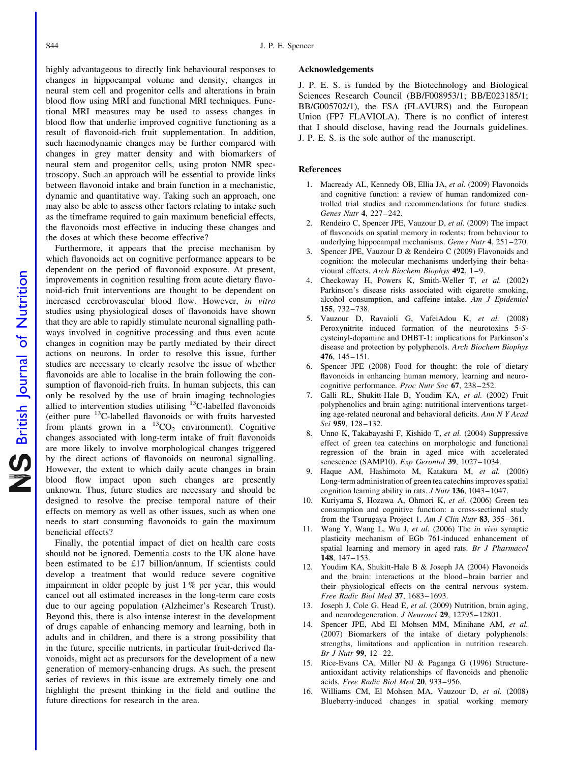highly advantageous to directly link behavioural responses to changes in hippocampal volume and density, changes in neural stem cell and progenitor cells and alterations in brain blood flow using MRI and functional MRI techniques. Functional MRI measures may be used to assess changes in blood flow that underlie improved cognitive functioning as a result of flavonoid-rich fruit supplementation. In addition, such haemodynamic changes may be further compared with changes in grey matter density and with biomarkers of neural stem and progenitor cells, using proton NMR spectroscopy. Such an approach will be essential to provide links between flavonoid intake and brain function in a mechanistic, dynamic and quantitative way. Taking such an approach, one may also be able to assess other factors relating to intake such as the timeframe required to gain maximum beneficial effects, the flavonoids most effective in inducing these changes and the doses at which these become effective?

Furthermore, it appears that the precise mechanism by which flavonoids act on cognitive performance appears to be dependent on the period of flavonoid exposure. At present, improvements in cognition resulting from acute dietary flavonoid-rich fruit interventions are thought to be dependent on increased cerebrovascular blood flow. However, *in vitro* studies using physiological doses of flavonoids have shown that they are able to rapidly stimulate neuronal signalling pathways involved in cognitive processing and thus even acute changes in cognition may be partly mediated by their direct actions on neurons. In order to resolve this issue, further studies are necessary to clearly resolve the issue of whether flavonoids are able to localise in the brain following the consumption of flavonoid-rich fruits. In human subjects, this can only be resolved by the use of brain imaging technologies allied to intervention studies utilising $^{13}$C-labelled flavonoids (either pure $^{13}$C-labelled flavonoids or with fruits harvested from plants grown in a $^{13}CO_2$ environment). Cognitive changes associated with long-term intake of fruit flavonoids are more likely to involve morphological changes triggered by the direct actions of flavonoids on neuronal signalling. However, the extent to which daily acute changes in brain blood flow impact upon such changes are presently unknown. Thus, future studies are necessary and should be designed to resolve the precise temporal nature of their effects on memory as well as other issues, such as when one needs to start consuming flavonoids to gain the maximum beneficial effects?

Finally, the potential impact of diet on health care costs should not be ignored. Dementia costs to the UK alone have been estimated to be £17 billion/annum. If scientists could develop a treatment that would reduce severe cognitive impairment in older people by just 1 % per year, this would cancel out all estimated increases in the long-term care costs due to our ageing population (Alzheimer's Research Trust). Beyond this, there is also intense interest in the development of drugs capable of enhancing memory and learning, both in adults and in children, and there is a strong possibility that in the future, specific nutrients, in particular fruit-derived flavonoids, might act as precursors for the development of a new generation of memory-enhancing drugs. As such, the present series of reviews in this issue are extremely timely one and highlight the present thinking in the field and outline the future directions for research in the area.

## Acknowledgements

J. P. E. S. is funded by the Biotechnology and Biological Sciences Research Council (BB/F008953/1; BB/E023185/1; BB/G005702/1), the FSA (FLAVURS) and the European Union (FP7 FLAVIOLA). There is no conflict of interest that I should disclose, having read the Journals guidelines. J. P. E. S. is the sole author of the manuscript.

## References

1. Macready AL, Kennedy OB, Ellia JA, *et al.* (2009) Flavonoids and cognitive function: a review of human randomized controlled trial studies and recommendations for future studies. *Genes Nutr* **4**, 227–242.
2. Rendeiro C, Spencer JPE, Vauzour D, *et al.* (2009) The impact of flavonoids on spatial memory in rodents: from behaviour to underlying hippocampal mechanisms. *Genes Nutr* **4**, 251–270.
3. Spencer JPE, Vauzour D & Rendeiro C (2009) Flavonoids and cognition: the molecular mechanisms underlying their behavioural effects. *Arch Biochem Biophys* **492**, 1–9.
4. Checkoway H, Powers K, Smith-Weller T, *et al.* (2002) Parkinson's disease risks associated with cigarette smoking, alcohol consumption, and caffeine intake. *Am J Epidemiol* **155**, 732–738.
5. Vauzour D, Ravaioli G, VafeiAdou K, *et al.* (2008) Peroxynitrite induced formation of the neurotoxins 5-*S*-cysteinyl-dopamine and DHBT-1: implications for Parkinson's disease and protection by polyphenols. *Arch Biochem Biophys* **476**, 145–151.
6. Spencer JPE (2008) Food for thought: the role of dietary flavonoids in enhancing human memory, learning and neurocognitive performance. *Proc Nutr Soc* **67**, 238–252.
7. Galli RL, Shukitt-Hale B, Youdim KA, *et al.* (2002) Fruit polyphenolics and brain aging: nutritional interventions targeting age-related neuronal and behavioral deficits. *Ann N Y Acad Sci* **959**, 128–132.
8. Unno K, Takabayashi F, Kishido T, *et al.* (2004) Suppressive effect of green tea catechins on morphologic and functional regression of the brain in aged mice with accelerated senescence (SAMP10). *Exp Gerontol* **39**, 1027–1034.
9. Haque AM, Hashimoto M, Katakura M, *et al.* (2006) Long-term administration of green tea catechins improves spatial cognition learning ability in rats. *J Nutr* **136**, 1043–1047.
10. Kuriyama S, Hozawa A, Ohmori K, *et al.* (2006) Green tea consumption and cognitive function: a cross-sectional study from the Tsurugaya Project 1. *Am J Clin Nutr* **83**, 355–361.
11. Wang Y, Wang L, Wu J, *et al.* (2006) The *in vivo* synaptic plasticity mechanism of EGb 761-induced enhancement of spatial learning and memory in aged rats. *Br J Pharmacol* **148**, 147–153.
12. Youdim KA, Shukitt-Hale B & Joseph JA (2004) Flavonoids and the brain: interactions at the blood–brain barrier and their physiological effects on the central nervous system. *Free Radic Biol Med* **37**, 1683–1693.
13. Joseph J, Cole G, Head E, *et al.* (2009) Nutrition, brain aging, and neurodegeneration. *J Neurosci* **29**, 12795–12801.
14. Spencer JPE, Abd El Mohsen MM, Minihane AM, *et al.* (2007) Biomarkers of the intake of dietary polyphenols: strengths, limitations and application in nutrition research. *Br J Nutr* **99**, 12–22.
15. Rice-Evans CA, Miller NJ & Paganga G (1996) Structure-antioxidant activity relationships of flavonoids and phenolic acids. *Free Radic Biol Med* **20**, 933–956.
16. Williams CM, El Mohsen MA, Vauzour D, *et al.* (2008) Blueberry-induced changes in spatial working memory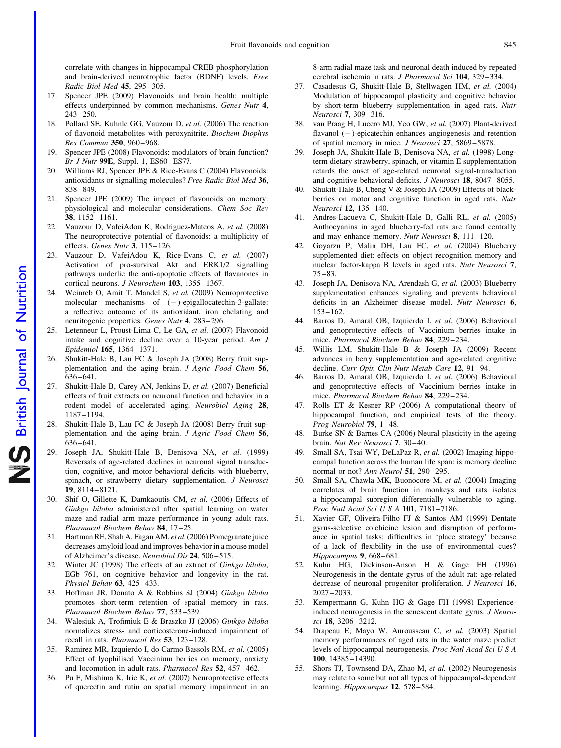correlate with changes in hippocampal CREB phosphorylation and brain-derived neurotrophic factor (BDNF) levels. *Free Radic Biol Med* **45**, 295–305.

17. Spencer JPE (2009) Flavonoids and brain health: multiple effects underpinned by common mechanisms. *Genes Nutr* **4**, 243–250.
18. Pollard SE, Kuhnle GG, Vauzour D, *et al.* (2006) The reaction of flavonoid metabolites with peroxynitrite. *Biochem Biophys Res Commun* **350**, 960–968.
19. Spencer JPE (2008) Flavonoids: modulators of brain function? *Br J Nutr* **99E**, Suppl. 1, ES60–ES77.
20. Williams RJ, Spencer JPE & Rice-Evans C (2004) Flavonoids: antioxidants or signalling molecules? *Free Radic Biol Med* **36**, 838–849.
21. Spencer JPE (2009) The impact of flavonoids on memory: physiological and molecular considerations. *Chem Soc Rev* **38**, 1152–1161.
22. Vauzour D, VafeiAdou K, Rodriguez-Mateos A, *et al.* (2008) The neuroprotective potential of flavonoids: a multiplicity of effects. *Genes Nutr* **3**, 115–126.
23. Vauzour D, VafeiAdou K, Rice-Evans C, *et al.* (2007) Activation of pro-survival Akt and ERK1/2 signalling pathways underlie the anti-apoptotic effects of flavanones in cortical neurons. *J Neurochem* **103**, 1355–1367.
24. Weinreb O, Amit T, Mandel S, *et al.* (2009) Neuroprotective molecular mechanisms of (−)-epigallocatechin-3-gallate: a reflective outcome of its antioxidant, iron chelating and neuritogenic properties. *Genes Nutr* **4**, 283–296.
25. Letenneur L, Proust-Lima C, Le GA, *et al.* (2007) Flavonoid intake and cognitive decline over a 10-year period. *Am J Epidemiol* **165**, 1364–1371.
26. Shukitt-Hale B, Lau FC & Joseph JA (2008) Berry fruit supplementation and the aging brain. *J Agric Food Chem* **56**, 636–641.
27. Shukitt-Hale B, Carey AN, Jenkins D, *et al.* (2007) Beneficial effects of fruit extracts on neuronal function and behavior in a rodent model of accelerated aging. *Neurobiol Aging* **28**, 1187–1194.
28. Shukitt-Hale B, Lau FC & Joseph JA (2008) Berry fruit supplementation and the aging brain. *J Agric Food Chem* **56**, 636–641.
29. Joseph JA, Shukitt-Hale B, Denisova NA, *et al.* (1999) Reversals of age-related declines in neuronal signal transduction, cognitive, and motor behavioral deficits with blueberry, spinach, or strawberry dietary supplementation. *J Neurosci* **19**, 8114–8121.
30. Shif O, Gillette K, Damkaoutis CM, *et al.* (2006) Effects of *Ginkgo biloba* administered after spatial learning on water maze and radial arm maze performance in young adult rats. *Pharmacol Biochem Behav* **84**, 17–25.
31. Hartman RE, Shah A, Fagan AM, *et al.* (2006) Pomegranate juice decreases amyloid load and improves behavior in a mouse model of Alzheimer's disease. *Neurobiol Dis* **24**, 506–515.
32. Winter JC (1998) The effects of an extract of *Ginkgo biloba*, EGb 761, on cognitive behavior and longevity in the rat. *Physiol Behav* **63**, 425–433.
33. Hoffman JR, Donato A & Robbins SJ (2004) *Ginkgo biloba* promotes short-term retention of spatial memory in rats. *Pharmacol Biochem Behav* **77**, 533–539.
34. Walesiuk A, Trofimiuk E & Braszko JJ (2006) *Ginkgo biloba* normalizes stress- and corticosterone-induced impairment of recall in rats. *Pharmacol Res* **53**, 123–128.
35. Ramirez MR, Izquierdo I, do Carmo Bassols RM, *et al.* (2005) Effect of lyophilised Vaccinium berries on memory, anxiety and locomotion in adult rats. *Pharmacol Res* **52**, 457–462.
36. Pu F, Mishima K, Irie K, *et al.* (2007) Neuroprotective effects of quercetin and rutin on spatial memory impairment in an 8-arm radial maze task and neuronal death induced by repeated cerebral ischemia in rats. *J Pharmacol Sci* **104**, 329–334.
37. Casadesus G, Shukitt-Hale B, Stellwagen HM, *et al.* (2004) Modulation of hippocampal plasticity and cognitive behavior by short-term blueberry supplementation in aged rats. *Nutr Neurosci* **7**, 309–316.
38. van Praag H, Lucero MJ, Yeo GW, *et al.* (2007) Plant-derived flavanol (−)-epicatechin enhances angiogenesis and retention of spatial memory in mice. *J Neurosci* **27**, 5869–5878.
39. Joseph JA, Shukitt-Hale B, Denisova NA, *et al.* (1998) Long-term dietary strawberry, spinach, or vitamin E supplementation retards the onset of age-related neuronal signal-transduction and cognitive behavioral deficits. *J Neurosci* **18**, 8047–8055.
40. Shukitt-Hale B, Cheng V & Joseph JA (2009) Effects of blackberries on motor and cognitive function in aged rats. *Nutr Neurosci* **12**, 135–140.
41. Andres-Lacueva C, Shukitt-Hale B, Galli RL, *et al.* (2005) Anthocyanins in aged blueberry-fed rats are found centrally and may enhance memory. *Nutr Neurosci* **8**, 111–120.
42. Goyarzu P, Malin DH, Lau FC, *et al.* (2004) Blueberry supplemented diet: effects on object recognition memory and nuclear factor-kappa B levels in aged rats. *Nutr Neurosci* **7**, 75–83.
43. Joseph JA, Denisova NA, Arendash G, *et al.* (2003) Blueberry supplementation enhances signaling and prevents behavioral deficits in an Alzheimer disease model. *Nutr Neurosci* **6**, 153–162.
44. Barros D, Amaral OB, Izquierdo I, *et al.* (2006) Behavioral and genoprotective effects of Vaccinium berries intake in mice. *Pharmacol Biochem Behav* **84**, 229–234.
45. Willis LM, Shukitt-Hale B & Joseph JA (2009) Recent advances in berry supplementation and age-related cognitive decline. *Curr Opin Clin Nutr Metab Care* **12**, 91–94.
46. Barros D, Amaral OB, Izquierdo I, *et al.* (2006) Behavioral and genoprotective effects of Vaccinium berries intake in mice. *Pharmacol Biochem Behav* **84**, 229–234.
47. Rolls ET & Kesner RP (2006) A computational theory of hippocampal function, and empirical tests of the theory. *Prog Neurobiol* **79**, 1–48.
48. Burke SN & Barnes CA (2006) Neural plasticity in the ageing brain. *Nat Rev Neurosci* **7**, 30–40.
49. Small SA, Tsai WY, DeLaPaz R, *et al.* (2002) Imaging hippocampal function across the human life span: is memory decline normal or not? *Ann Neurol* **51**, 290–295.
50. Small SA, Chawla MK, Buonocore M, *et al.* (2004) Imaging correlates of brain function in monkeys and rats isolates a hippocampal subregion differentially vulnerable to aging. *Proc Natl Acad Sci U S A* **101**, 7181–7186.
51. Xavier GF, Oliveira-Filho FJ & Santos AM (1999) Dentate gyrus-selective colchicine lesion and disruption of performance in spatial tasks: difficulties in 'place strategy' because of a lack of flexibility in the use of environmental cues? *Hippocampus* **9**, 668–681.
52. Kuhn HG, Dickinson-Anson H & Gage FH (1996) Neurogenesis in the dentate gyrus of the adult rat: age-related decrease of neuronal progenitor proliferation. *J Neurosci* **16**, 2027–2033.
53. Kempermann G, Kuhn HG & Gage FH (1998) Experience-induced neurogenesis in the senescent dentate gyrus. *J Neurosci* **18**, 3206–3212.
54. Drapeau E, Mayo W, Aurousseau C, *et al.* (2003) Spatial memory performances of aged rats in the water maze predict levels of hippocampal neurogenesis. *Proc Natl Acad Sci U S A* **100**, 14385–14390.
55. Shors TJ, Townsend DA, Zhao M, *et al.* (2002) Neurogenesis may relate to some but not all types of hippocampal-dependent learning. *Hippocampus* **12**, 578–584.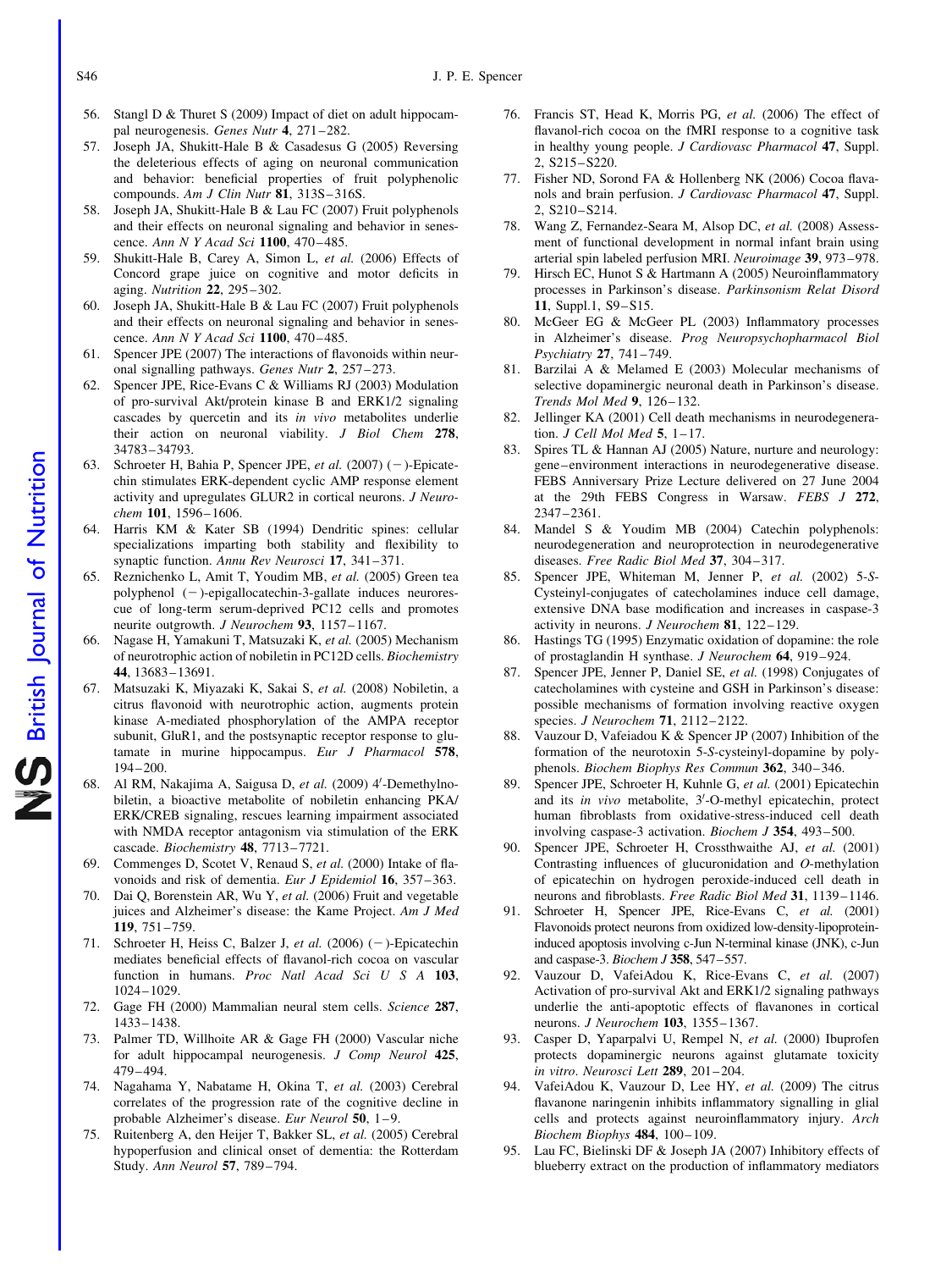56. Stangl D & Thuret S (2009) Impact of diet on adult hippocampal neurogenesis. *Genes Nutr* **4**, 271–282.
57. Joseph JA, Shukitt-Hale B & Casadesus G (2005) Reversing the deleterious effects of aging on neuronal communication and behavior: beneficial properties of fruit polyphenolic compounds. *Am J Clin Nutr* **81**, 313S–316S.
58. Joseph JA, Shukitt-Hale B & Lau FC (2007) Fruit polyphenols and their effects on neuronal signaling and behavior in senescence. *Ann N Y Acad Sci* **1100**, 470–485.
59. Shukitt-Hale B, Carey A, Simon L, *et al.* (2006) Effects of Concord grape juice on cognitive and motor deficits in aging. *Nutrition* **22**, 295–302.
60. Joseph JA, Shukitt-Hale B & Lau FC (2007) Fruit polyphenols and their effects on neuronal signaling and behavior in senescence. *Ann N Y Acad Sci* **1100**, 470–485.
61. Spencer JPE (2007) The interactions of flavonoids within neuronal signalling pathways. *Genes Nutr* **2**, 257–273.
62. Spencer JPE, Rice-Evans C & Williams RJ (2003) Modulation of pro-survival Akt/protein kinase B and ERK1/2 signaling cascades by quercetin and its *in vivo* metabolites underlie their action on neuronal viability. *J Biol Chem* **278**, 34783–34793.
63. Schroeter H, Bahia P, Spencer JPE, *et al.* (2007) (−)-Epicatechin stimulates ERK-dependent cyclic AMP response element activity and upregulates GLUR2 in cortical neurons. *J Neurochem* **101**, 1596–1606.
64. Harris KM & Kater SB (1994) Dendritic spines: cellular specializations imparting both stability and flexibility to synaptic function. *Annu Rev Neurosci* **17**, 341–371.
65. Reznichenko L, Amit T, Youdim MB, *et al.* (2005) Green tea polyphenol (−)-epigallocatechin-3-gallate induces neurorescue of long-term serum-deprived PC12 cells and promotes neurite outgrowth. *J Neurochem* **93**, 1157–1167.
66. Nagase H, Yamakuni T, Matsuzaki K, *et al.* (2005) Mechanism of neurotrophic action of nobiletin in PC12D cells. *Biochemistry* **44**, 13683–13691.
67. Matsuzaki K, Miyazaki K, Sakai S, *et al.* (2008) Nobiletin, a citrus flavonoid with neurotrophic action, augments protein kinase A-mediated phosphorylation of the AMPA receptor subunit, GluR1, and the postsynaptic receptor response to glutamate in murine hippocampus. *Eur J Pharmacol* **578**, 194–200.
68. Al RM, Nakajima A, Saigusa D, *et al.* (2009) 4′-Demethylnobiletin, a bioactive metabolite of nobiletin enhancing PKA/ERK/CREB signaling, rescues learning impairment associated with NMDA receptor antagonism via stimulation of the ERK cascade. *Biochemistry* **48**, 7713–7721.
69. Commenges D, Scotet V, Renaud S, *et al.* (2000) Intake of flavonoids and risk of dementia. *Eur J Epidemiol* **16**, 357–363.
70. Dai Q, Borenstein AR, Wu Y, *et al.* (2006) Fruit and vegetable juices and Alzheimer's disease: the Kame Project. *Am J Med* **119**, 751–759.
71. Schroeter H, Heiss C, Balzer J, *et al.* (2006) (−)-Epicatechin mediates beneficial effects of flavanol-rich cocoa on vascular function in humans. *Proc Natl Acad Sci U S A* **103**, 1024–1029.
72. Gage FH (2000) Mammalian neural stem cells. *Science* **287**, 1433–1438.
73. Palmer TD, Willhoite AR & Gage FH (2000) Vascular niche for adult hippocampal neurogenesis. *J Comp Neurol* **425**, 479–494.
74. Nagahama Y, Nabatame H, Okina T, *et al.* (2003) Cerebral correlates of the progression rate of the cognitive decline in probable Alzheimer's disease. *Eur Neurol* **50**, 1–9.
75. Ruitenberg A, den Heijer T, Bakker SL, *et al.* (2005) Cerebral hypoperfusion and clinical onset of dementia: the Rotterdam Study. *Ann Neurol* **57**, 789–794.
76. Francis ST, Head K, Morris PG, *et al.* (2006) The effect of flavanol-rich cocoa on the fMRI response to a cognitive task in healthy young people. *J Cardiovasc Pharmacol* **47**, Suppl. 2, S215–S220.
77. Fisher ND, Sorond FA & Hollenberg NK (2006) Cocoa flavanols and brain perfusion. *J Cardiovasc Pharmacol* **47**, Suppl. 2, S210–S214.
78. Wang Z, Fernandez-Seara M, Alsop DC, *et al.* (2008) Assessment of functional development in normal infant brain using arterial spin labeled perfusion MRI. *Neuroimage* **39**, 973–978.
79. Hirsch EC, Hunot S & Hartmann A (2005) Neuroinflammatory processes in Parkinson's disease. *Parkinsonism Relat Disord* **11**, Suppl.1, S9–S15.
80. McGeer EG & McGeer PL (2003) Inflammatory processes in Alzheimer's disease. *Prog Neuropsychopharmacol Biol Psychiatry* **27**, 741–749.
81. Barzilai A & Melamed E (2003) Molecular mechanisms of selective dopaminergic neuronal death in Parkinson's disease. *Trends Mol Med* **9**, 126–132.
82. Jellinger KA (2001) Cell death mechanisms in neurodegeneration. *J Cell Mol Med* **5**, 1–17.
83. Spires TL & Hannan AJ (2005) Nature, nurture and neurology: gene–environment interactions in neurodegenerative disease. FEBS Anniversary Prize Lecture delivered on 27 June 2004 at the 29th FEBS Congress in Warsaw. *FEBS J* **272**, 2347–2361.
84. Mandel S & Youdim MB (2004) Catechin polyphenols: neurodegeneration and neuroprotection in neurodegenerative diseases. *Free Radic Biol Med* **37**, 304–317.
85. Spencer JPE, Whiteman M, Jenner P, *et al.* (2002) 5-*S*-Cysteinyl-conjugates of catecholamines induce cell damage, extensive DNA base modification and increases in caspase-3 activity in neurons. *J Neurochem* **81**, 122–129.
86. Hastings TG (1995) Enzymatic oxidation of dopamine: the role of prostaglandin H synthase. *J Neurochem* **64**, 919–924.
87. Spencer JPE, Jenner P, Daniel SE, *et al.* (1998) Conjugates of catecholamines with cysteine and GSH in Parkinson's disease: possible mechanisms of formation involving reactive oxygen species. *J Neurochem* **71**, 2112–2122.
88. Vauzour D, Vafeiadou K & Spencer JP (2007) Inhibition of the formation of the neurotoxin 5-*S*-cysteinyl-dopamine by polyphenols. *Biochem Biophys Res Commun* **362**, 340–346.
89. Spencer JPE, Schroeter H, Kuhnle G, *et al.* (2001) Epicatechin and its *in vivo* metabolite, 3′-O-methyl epicatechin, protect human fibroblasts from oxidative-stress-induced cell death involving caspase-3 activation. *Biochem J* **354**, 493–500.
90. Spencer JPE, Schroeter H, Crossthwaithe AJ, *et al.* (2001) Contrasting influences of glucuronidation and *O*-methylation of epicatechin on hydrogen peroxide-induced cell death in neurons and fibroblasts. *Free Radic Biol Med* **31**, 1139–1146.
91. Schroeter H, Spencer JPE, Rice-Evans C, *et al.* (2001) Flavonoids protect neurons from oxidized low-density-lipoprotein-induced apoptosis involving c-Jun N-terminal kinase (JNK), c-Jun and caspase-3. *Biochem J* **358**, 547–557.
92. Vauzour D, VafeiAdou K, Rice-Evans C, *et al.* (2007) Activation of pro-survival Akt and ERK1/2 signalling pathways underlie the anti-apoptotic effects of flavanones in cortical neurons. *J Neurochem* **103**, 1355–1367.
93. Casper D, Yaparpalvi U, Rempel N, *et al.* (2000) Ibuprofen protects dopaminergic neurons against glutamate toxicity *in vitro*. *Neurosci Lett* **289**, 201–204.
94. VafeiAdou K, Vauzour D, Lee HY, *et al.* (2009) The citrus flavanone naringenin inhibits inflammatory signalling in glial cells and protects against neuroinflammatory injury. *Arch Biochem Biophys* **484**, 100–109.
95. Lau FC, Bielinski DF & Joseph JA (2007) Inhibitory effects of blueberry extract on the production of inflammatory mediators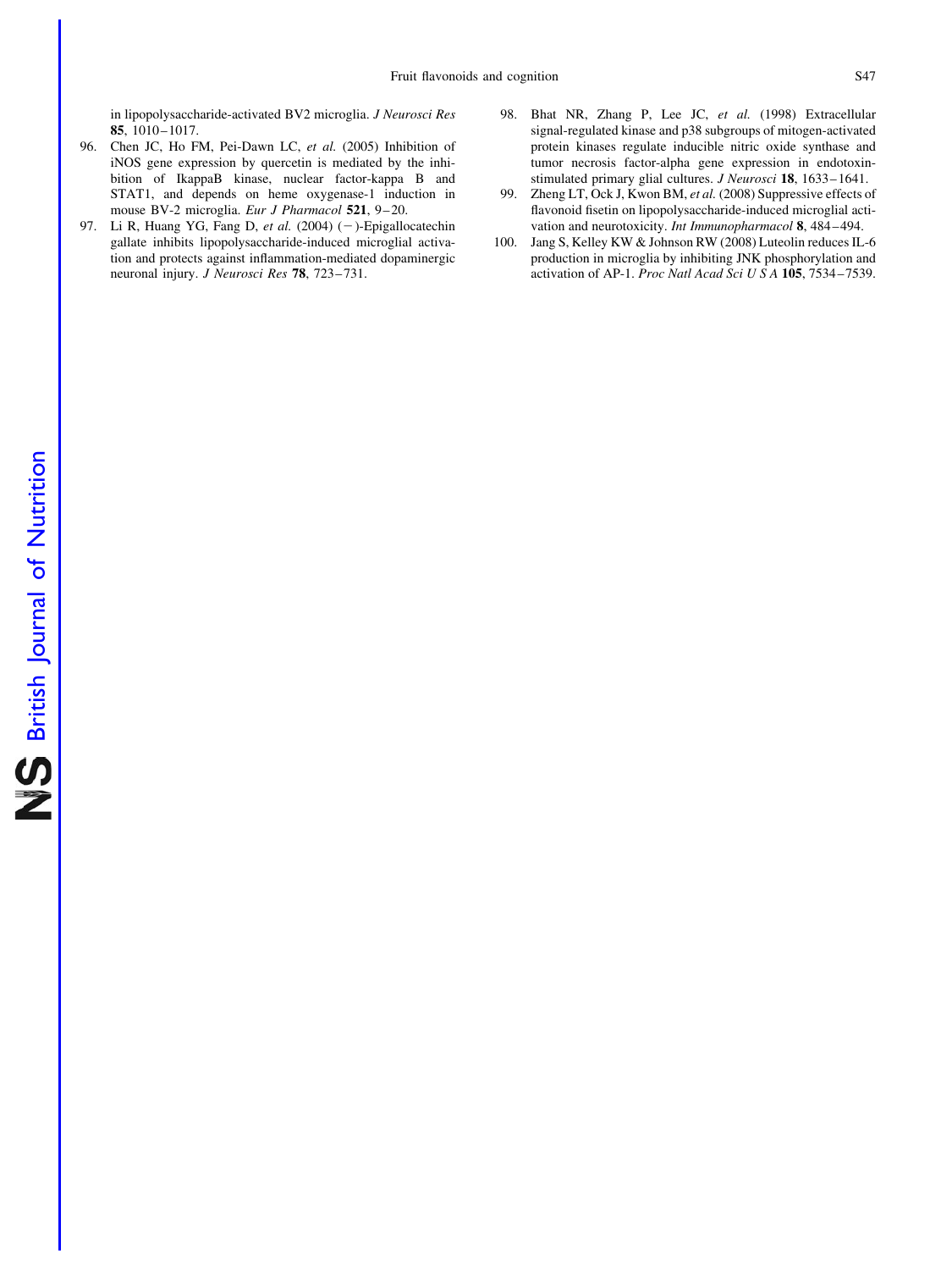in lipopolysaccharide-activated BV2 microglia. *J Neurosci Res* **85**, 1010–1017.

96. Chen JC, Ho FM, Pei-Dawn LC, *et al.* (2005) Inhibition of iNOS gene expression by quercetin is mediated by the inhibition of IkappaB kinase, nuclear factor-kappa B and STAT1, and depends on heme oxygenase-1 induction in mouse BV-2 microglia. *Eur J Pharmacol* **521**, 9–20.
97. Li R, Huang YG, Fang D, *et al.* (2004) (−)-Epigallocatechin gallate inhibits lipopolysaccharide-induced microglial activation and protects against inflammation-mediated dopaminergic neuronal injury. *J Neurosci Res* **78**, 723–731.
98. Bhat NR, Zhang P, Lee JC, *et al.* (1998) Extracellular signal-regulated kinase and p38 subgroups of mitogen-activated protein kinases regulate inducible nitric oxide synthase and tumor necrosis factor-alpha gene expression in endotoxin-stimulated primary glial cultures. *J Neurosci* **18**, 1633–1641.
99. Zheng LT, Ock J, Kwon BM, *et al.* (2008) Suppressive effects of flavonoid fisetin on lipopolysaccharide-induced microglial activation and neurotoxicity. *Int Immunopharmacol* **8**, 484–494.
100. Jang S, Kelley KW & Johnson RW (2008) Luteolin reduces IL-6 production in microglia by inhibiting JNK phosphorylation and activation of AP-1. *Proc Natl Acad Sci U S A* **105**, 7534–7539.